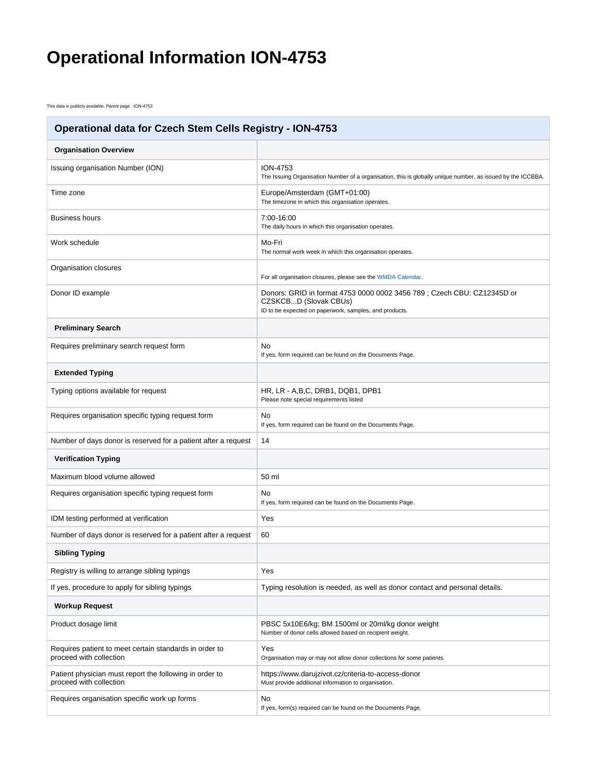# Operational Information ION-4753

This data is publicly available. Parent page : ION-4753

| Operational data for Czech Stem Cells Registry - ION-4753 | |
|---|---|
| **Organisation Overview** | |
| Issuing organisation Number (ION) | ION-4753<br>The Issuing Organisation Number of a organisation, this is globally unique number, as issued by the ICCBBA. |
| Time zone | Europe/Amsterdam (GMT+01:00)<br>The timezone in which this organisation operates. |
| Business hours | 7:00-16:00<br>The daily hours in which this organisation operates. |
| Work schedule | Mo-Fri<br>The normal work week in which this organisation operates. |
| Organisation closures | For all organisation closures, please see the WMDA Calendar. |
| Donor ID example | Donors: GRID in format 4753 0000 0002 3456 789 ; Czech CBU: CZ12345D or CZSKCB...D (Slovak CBUs)<br>ID to be expected on paperwork, samples, and products. |
| **Preliminary Search** | |
| Requires preliminary search request form | No<br>If yes, form required can be found on the Documents Page. |
| **Extended Typing** | |
| Typing options available for request | HR, LR - A,B,C, DRB1, DQB1, DPB1<br>Please note special requirements listed |
| Requires organisation specific typing request form | No<br>If yes, form required can be found on the Documents Page. |
| Number of days donor is reserved for a patient after a request | 14 |
| **Verification Typing** | |
| Maximum blood volume allowed | 50 ml |
| Requires organisation specific typing request form | No<br>If yes, form required can be found on the Documents Page. |
| IDM testing performed at verification | Yes |
| Number of days donor is reserved for a patient after a request | 60 |
| **Sibling Typing** | |
| Registry is willing to arrange sibling typings | Yes |
| If yes, procedure to apply for sibling typings | Typing resolution is needed, as well as donor contact and personal details. |
| **Workup Request** | |
| Product dosage limit | PBSC 5x10E6/kg; BM 1500ml or 20ml/kg donor weight<br>Number of donor cells allowed based on recipient weight. |
| Requires patient to meet certain standards in order to proceed with collection | Yes<br>Organisation may or may not allow donor collections for some patients. |
| Patient physician must report the following in order to proceed with collection | https://www.darujzivot.cz/criteria-to-access-donor<br>Must provide additional information to organisation. |
| Requires organisation specific work up forms | No<br>If yes, form(s) required can be found on the Documents Page. |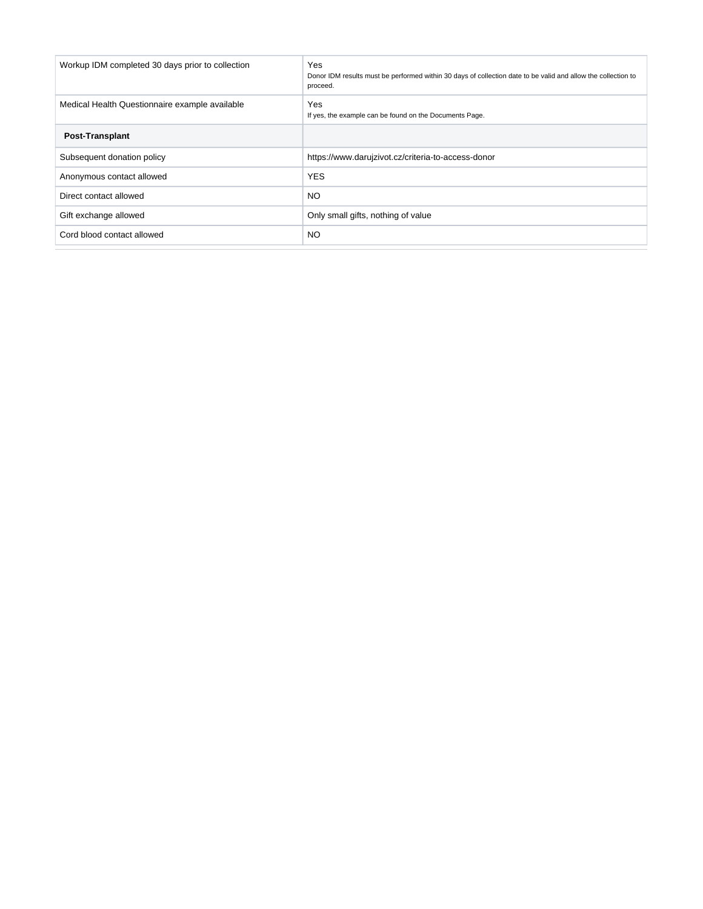| | |
|---|---|
| Workup IDM completed 30 days prior to collection | Yes<br>Donor IDM results must be performed within 30 days of collection date to be valid and allow the collection to proceed. |
| Medical Health Questionnaire example available | Yes<br>If yes, the example can be found on the Documents Page. |
| **Post-Transplant** | |
| Subsequent donation policy | https://www.darujzivot.cz/criteria-to-access-donor |
| Anonymous contact allowed | YES |
| Direct contact allowed | NO |
| Gift exchange allowed | Only small gifts, nothing of value |
| Cord blood contact allowed | NO |